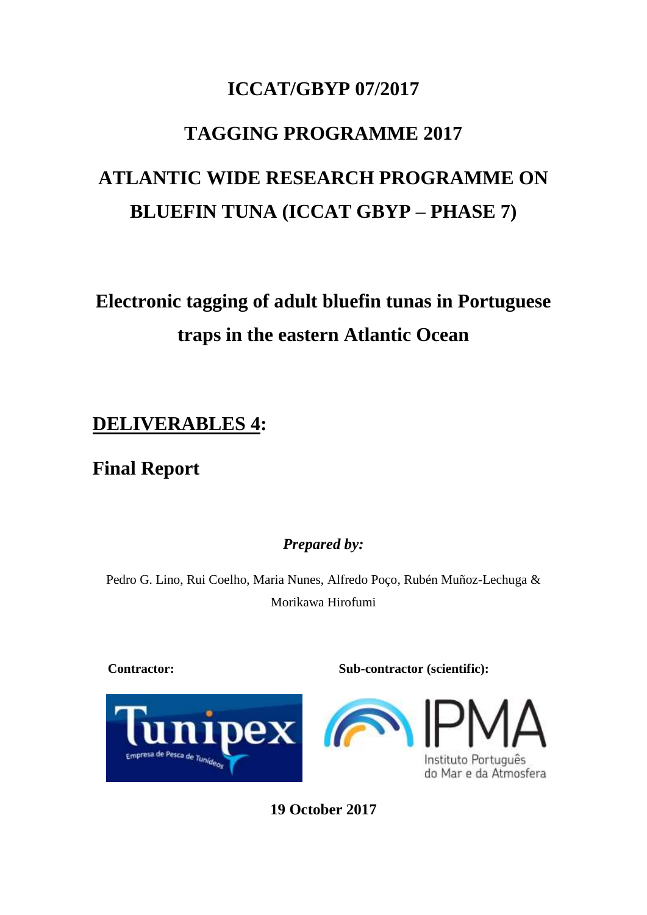# ICCAT/GBYP 07/2017

# TAGGING PROGRAMME 2017

# ATLANTIC WIDE RESEARCH PROGRAMME ON BLUEFIN TUNA (ICCAT GBYP – PHASE 7)

## Electronic tagging of adult bluefin tunas in Portuguese traps in the eastern Atlantic Ocean

## DELIVERABLES 4:

## Final Report

***Prepared by:***

Pedro G. Lino, Rui Coelho, Maria Nunes, Alfredo Poço, Rubén Muñoz-Lechuga & Morikawa Hirofumi

**Contractor:**

Tunipex – Empresa de Pesca de Tunídeos

**Sub-contractor (scientific):**

IPMA – Instituto Português do Mar e da Atmosfera

**19 October 2017**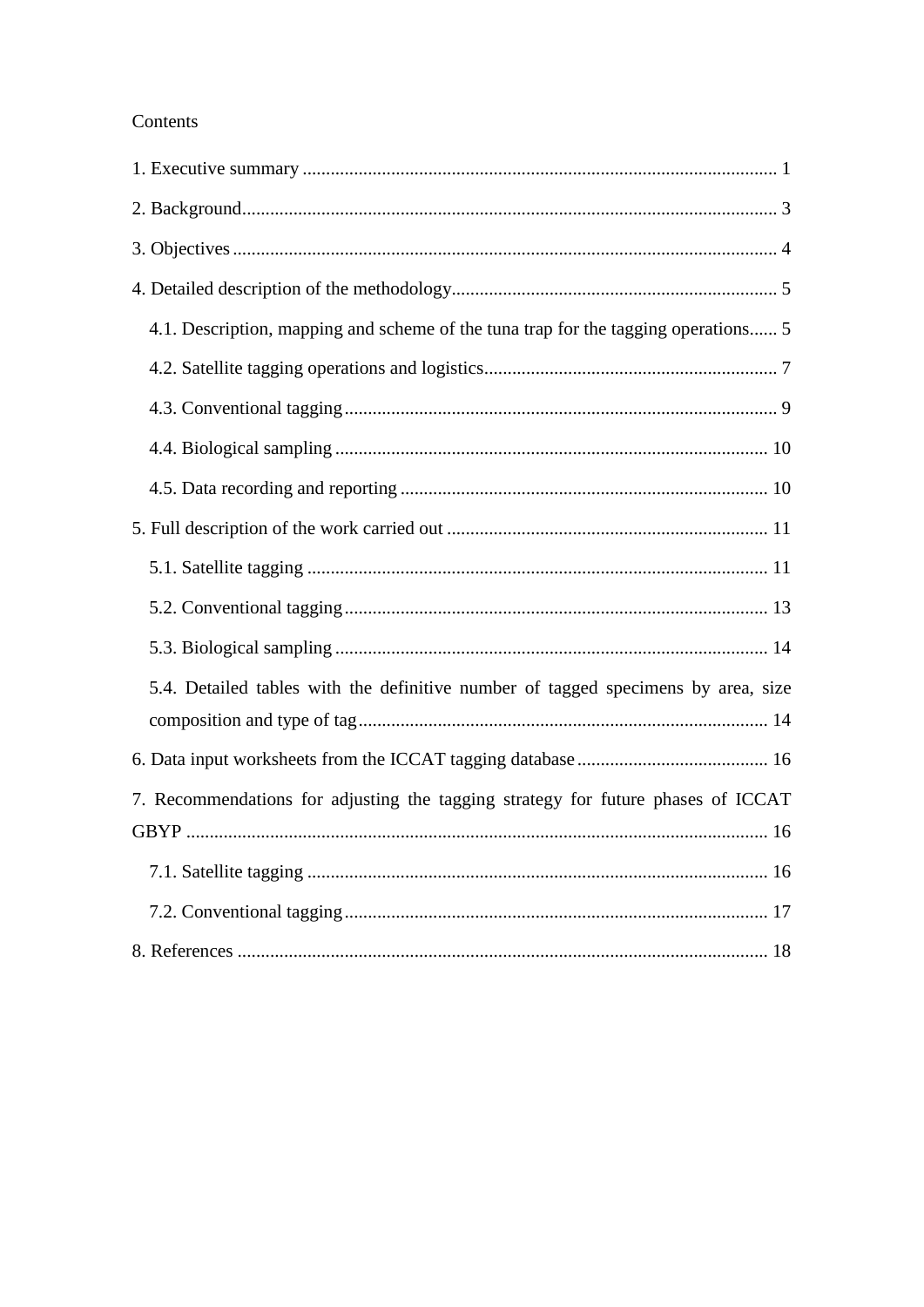Contents

1. Executive summary ..................................................................................................... 1

2. Background.................................................................................................................. 3

3. Objectives .................................................................................................................... 4

4. Detailed description of the methodology...................................................................... 5

   4.1. Description, mapping and scheme of the tuna trap for the tagging operations...... 5

   4.2. Satellite tagging operations and logistics.............................................................. 7

   4.3. Conventional tagging ............................................................................................ 9

   4.4. Biological sampling ............................................................................................ 10

   4.5. Data recording and reporting .............................................................................. 10

5. Full description of the work carried out .................................................................... 11

   5.1. Satellite tagging .................................................................................................. 11

   5.2. Conventional tagging .......................................................................................... 13

   5.3. Biological sampling ............................................................................................ 14

   5.4. Detailed tables with the definitive number of tagged specimens by area, size composition and type of tag....................................................................................... 14

6. Data input worksheets from the ICCAT tagging database ......................................... 16

7. Recommendations for adjusting the tagging strategy for future phases of ICCAT GBYP ........................................................................................................................... 16

   7.1. Satellite tagging .................................................................................................. 16

   7.2. Conventional tagging .......................................................................................... 17

8. References ................................................................................................................. 18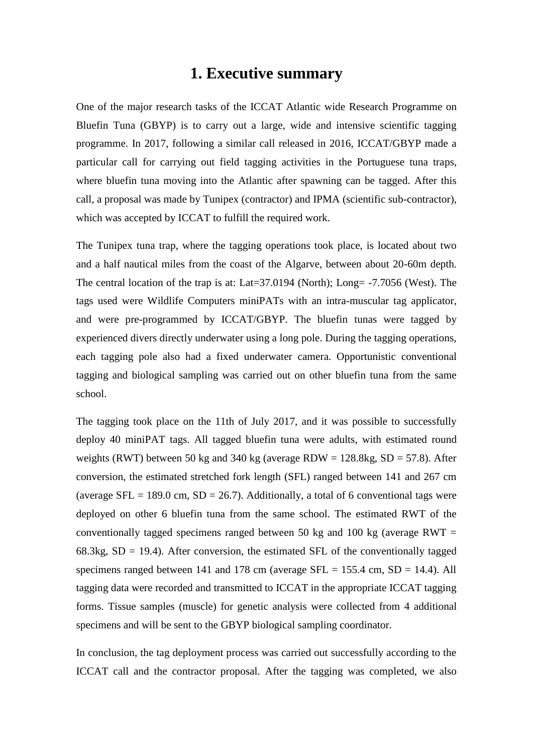# 1. Executive summary

One of the major research tasks of the ICCAT Atlantic wide Research Programme on Bluefin Tuna (GBYP) is to carry out a large, wide and intensive scientific tagging programme. In 2017, following a similar call released in 2016, ICCAT/GBYP made a particular call for carrying out field tagging activities in the Portuguese tuna traps, where bluefin tuna moving into the Atlantic after spawning can be tagged. After this call, a proposal was made by Tunipex (contractor) and IPMA (scientific sub-contractor), which was accepted by ICCAT to fulfill the required work.

The Tunipex tuna trap, where the tagging operations took place, is located about two and a half nautical miles from the coast of the Algarve, between about 20-60m depth. The central location of the trap is at: Lat=37.0194 (North); Long= -7.7056 (West). The tags used were Wildlife Computers miniPATs with an intra-muscular tag applicator, and were pre-programmed by ICCAT/GBYP. The bluefin tunas were tagged by experienced divers directly underwater using a long pole. During the tagging operations, each tagging pole also had a fixed underwater camera. Opportunistic conventional tagging and biological sampling was carried out on other bluefin tuna from the same school.

The tagging took place on the 11th of July 2017, and it was possible to successfully deploy 40 miniPAT tags. All tagged bluefin tuna were adults, with estimated round weights (RWT) between 50 kg and 340 kg (average RDW = 128.8kg, SD = 57.8). After conversion, the estimated stretched fork length (SFL) ranged between 141 and 267 cm (average SFL = 189.0 cm, SD = 26.7). Additionally, a total of 6 conventional tags were deployed on other 6 bluefin tuna from the same school. The estimated RWT of the conventionally tagged specimens ranged between 50 kg and 100 kg (average RWT = 68.3kg, SD = 19.4). After conversion, the estimated SFL of the conventionally tagged specimens ranged between 141 and 178 cm (average SFL = 155.4 cm, SD = 14.4). All tagging data were recorded and transmitted to ICCAT in the appropriate ICCAT tagging forms. Tissue samples (muscle) for genetic analysis were collected from 4 additional specimens and will be sent to the GBYP biological sampling coordinator.

In conclusion, the tag deployment process was carried out successfully according to the ICCAT call and the contractor proposal. After the tagging was completed, we also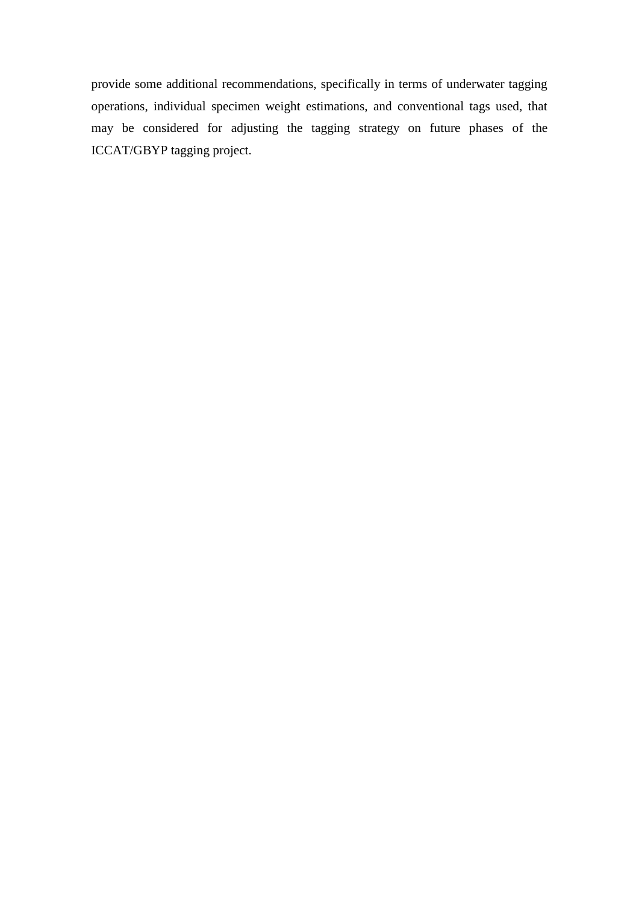provide some additional recommendations, specifically in terms of underwater tagging operations, individual specimen weight estimations, and conventional tags used, that may be considered for adjusting the tagging strategy on future phases of the ICCAT/GBYP tagging project.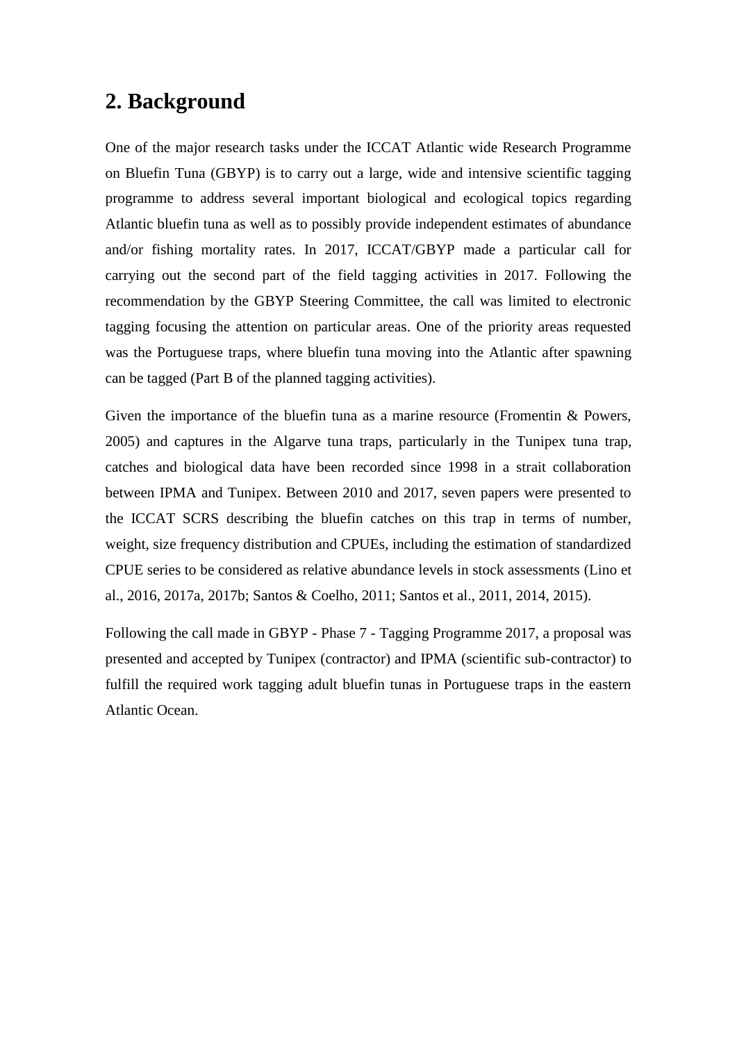## 2. Background

One of the major research tasks under the ICCAT Atlantic wide Research Programme on Bluefin Tuna (GBYP) is to carry out a large, wide and intensive scientific tagging programme to address several important biological and ecological topics regarding Atlantic bluefin tuna as well as to possibly provide independent estimates of abundance and/or fishing mortality rates. In 2017, ICCAT/GBYP made a particular call for carrying out the second part of the field tagging activities in 2017. Following the recommendation by the GBYP Steering Committee, the call was limited to electronic tagging focusing the attention on particular areas. One of the priority areas requested was the Portuguese traps, where bluefin tuna moving into the Atlantic after spawning can be tagged (Part B of the planned tagging activities).

Given the importance of the bluefin tuna as a marine resource (Fromentin & Powers, 2005) and captures in the Algarve tuna traps, particularly in the Tunipex tuna trap, catches and biological data have been recorded since 1998 in a strait collaboration between IPMA and Tunipex. Between 2010 and 2017, seven papers were presented to the ICCAT SCRS describing the bluefin catches on this trap in terms of number, weight, size frequency distribution and CPUEs, including the estimation of standardized CPUE series to be considered as relative abundance levels in stock assessments (Lino et al., 2016, 2017a, 2017b; Santos & Coelho, 2011; Santos et al., 2011, 2014, 2015).

Following the call made in GBYP - Phase 7 - Tagging Programme 2017, a proposal was presented and accepted by Tunipex (contractor) and IPMA (scientific sub-contractor) to fulfill the required work tagging adult bluefin tunas in Portuguese traps in the eastern Atlantic Ocean.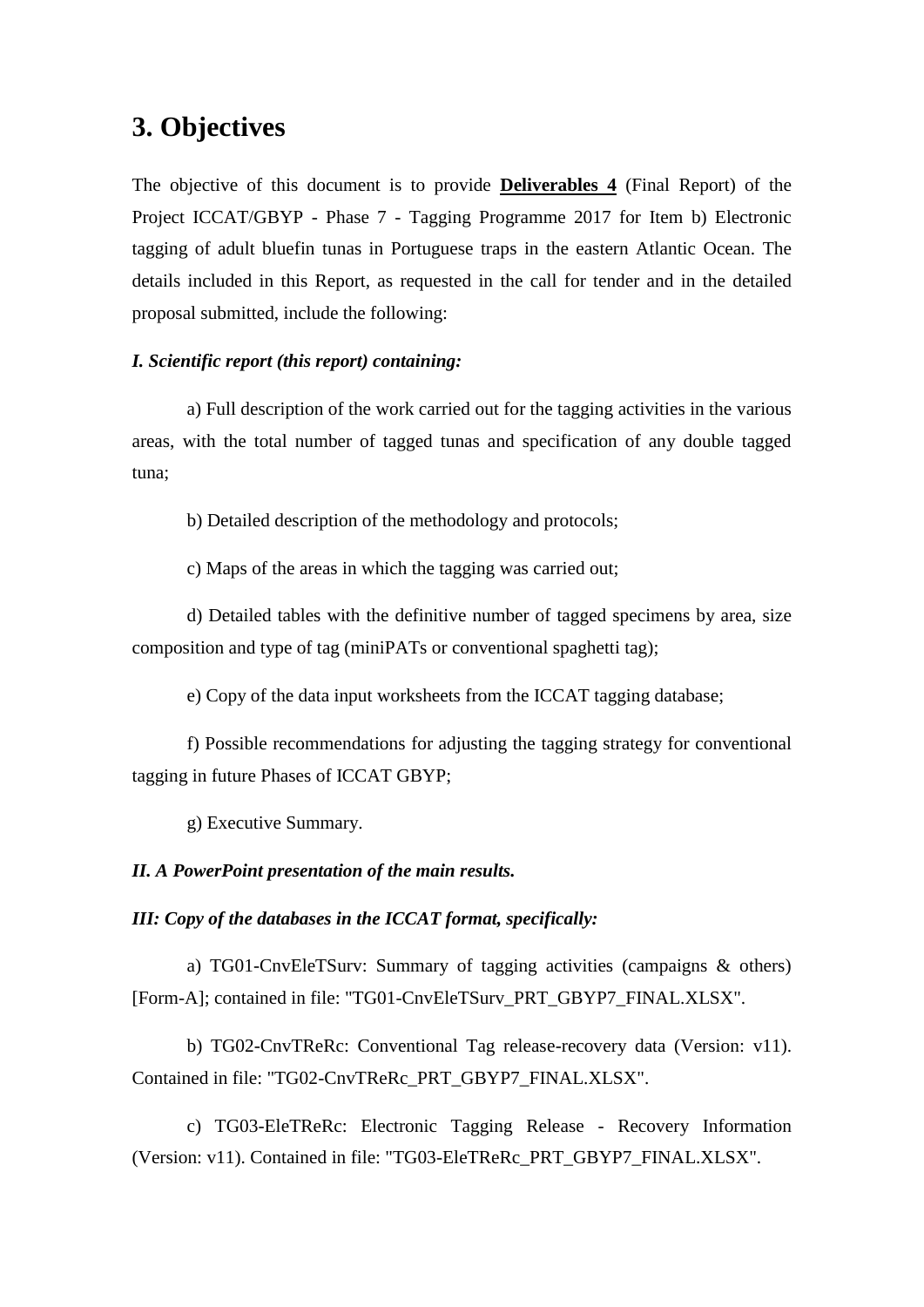# 3. Objectives

The objective of this document is to provide **Deliverables 4** (Final Report) of the Project ICCAT/GBYP - Phase 7 - Tagging Programme 2017 for Item b) Electronic tagging of adult bluefin tunas in Portuguese traps in the eastern Atlantic Ocean. The details included in this Report, as requested in the call for tender and in the detailed proposal submitted, include the following:

***I. Scientific report (this report) containing:***

a) Full description of the work carried out for the tagging activities in the various areas, with the total number of tagged tunas and specification of any double tagged tuna;

b) Detailed description of the methodology and protocols;

c) Maps of the areas in which the tagging was carried out;

d) Detailed tables with the definitive number of tagged specimens by area, size composition and type of tag (miniPATs or conventional spaghetti tag);

e) Copy of the data input worksheets from the ICCAT tagging database;

f) Possible recommendations for adjusting the tagging strategy for conventional tagging in future Phases of ICCAT GBYP;

g) Executive Summary.

***II. A PowerPoint presentation of the main results.***

***III: Copy of the databases in the ICCAT format, specifically:***

a) TG01-CnvEleTSurv: Summary of tagging activities (campaigns & others) [Form-A]; contained in file: "TG01-CnvEleTSurv_PRT_GBYP7_FINAL.XLSX".

b) TG02-CnvTReRc: Conventional Tag release-recovery data (Version: v11). Contained in file: "TG02-CnvTReRc_PRT_GBYP7_FINAL.XLSX".

c) TG03-EleTReRc: Electronic Tagging Release - Recovery Information (Version: v11). Contained in file: "TG03-EleTReRc_PRT_GBYP7_FINAL.XLSX".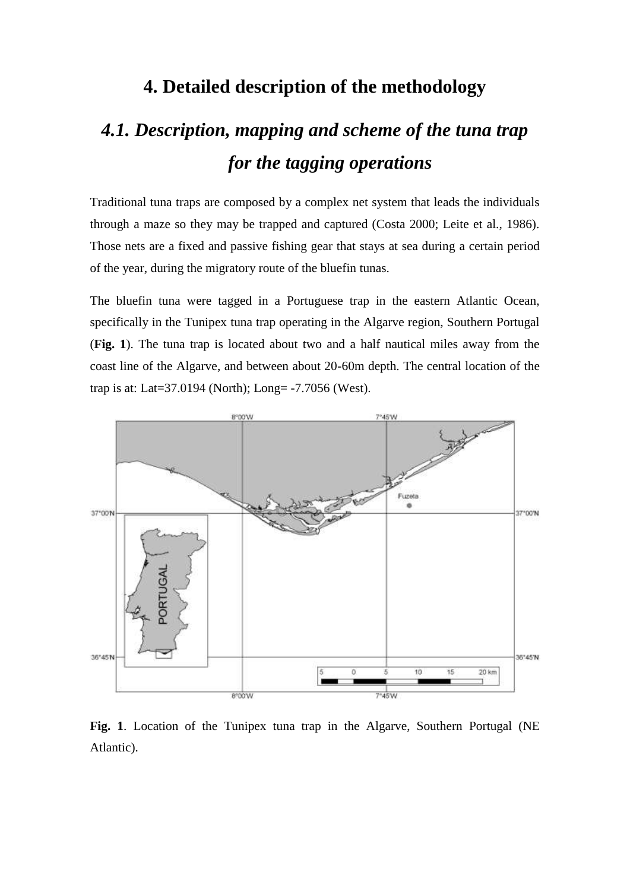# 4. Detailed description of the methodology

## *4.1. Description, mapping and scheme of the tuna trap for the tagging operations*

Traditional tuna traps are composed by a complex net system that leads the individuals through a maze so they may be trapped and captured (Costa 2000; Leite et al., 1986). Those nets are a fixed and passive fishing gear that stays at sea during a certain period of the year, during the migratory route of the bluefin tunas.

The bluefin tuna were tagged in a Portuguese trap in the eastern Atlantic Ocean, specifically in the Tunipex tuna trap operating in the Algarve region, Southern Portugal (**Fig. 1**). The tuna trap is located about two and a half nautical miles away from the coast line of the Algarve, and between about 20-60m depth. The central location of the trap is at: Lat=37.0194 (North); Long= -7.7056 (West).

**Fig. 1**. Location of the Tunipex tuna trap in the Algarve, Southern Portugal (NE Atlantic).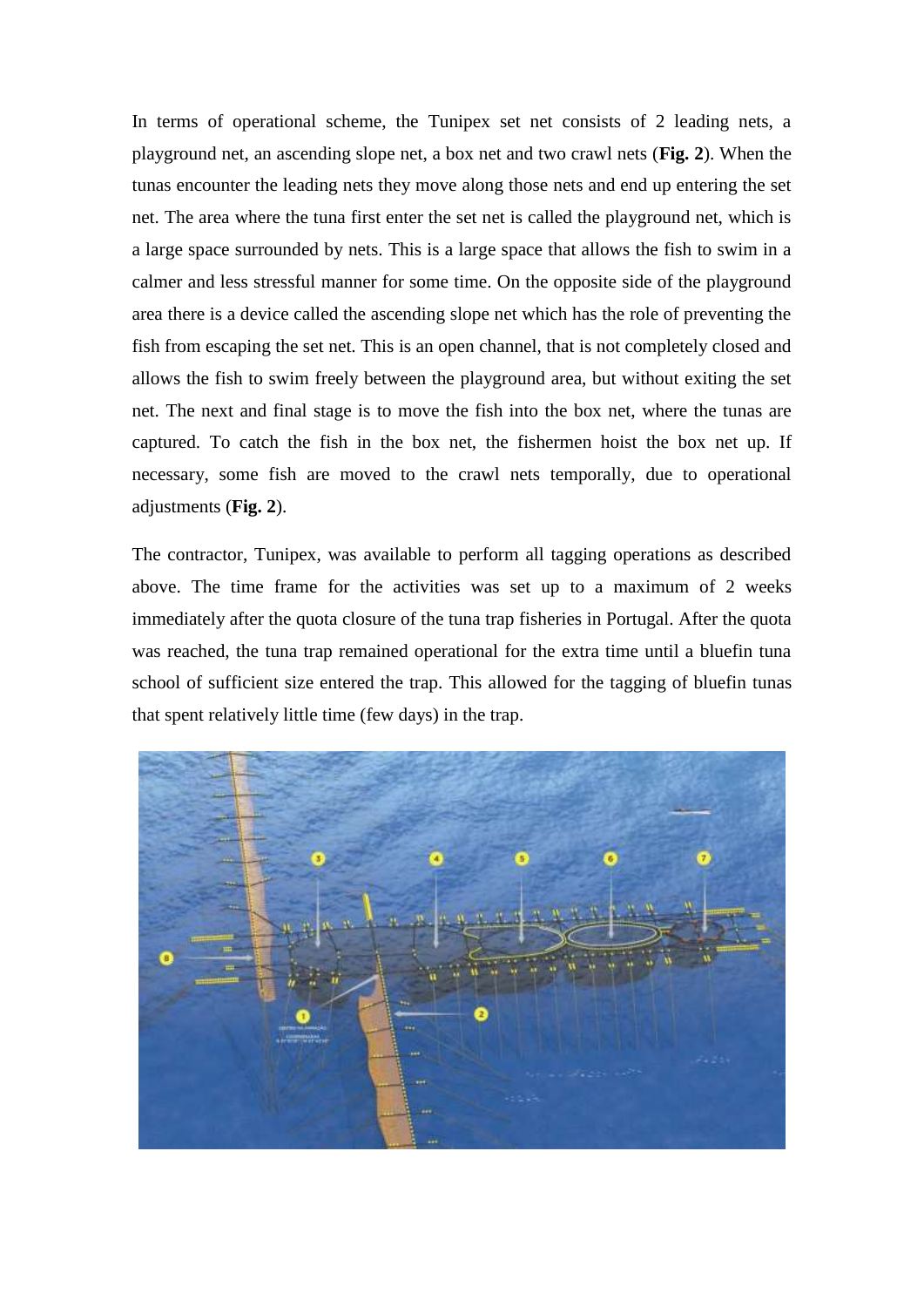In terms of operational scheme, the Tunipex set net consists of 2 leading nets, a playground net, an ascending slope net, a box net and two crawl nets (**Fig. 2**). When the tunas encounter the leading nets they move along those nets and end up entering the set net. The area where the tuna first enter the set net is called the playground net, which is a large space surrounded by nets. This is a large space that allows the fish to swim in a calmer and less stressful manner for some time. On the opposite side of the playground area there is a device called the ascending slope net which has the role of preventing the fish from escaping the set net. This is an open channel, that is not completely closed and allows the fish to swim freely between the playground area, but without exiting the set net. The next and final stage is to move the fish into the box net, where the tunas are captured. To catch the fish in the box net, the fishermen hoist the box net up. If necessary, some fish are moved to the crawl nets temporally, due to operational adjustments (**Fig. 2**).

The contractor, Tunipex, was available to perform all tagging operations as described above. The time frame for the activities was set up to a maximum of 2 weeks immediately after the quota closure of the tuna trap fisheries in Portugal. After the quota was reached, the tuna trap remained operational for the extra time until a bluefin tuna school of sufficient size entered the trap. This allowed for the tagging of bluefin tunas that spent relatively little time (few days) in the trap.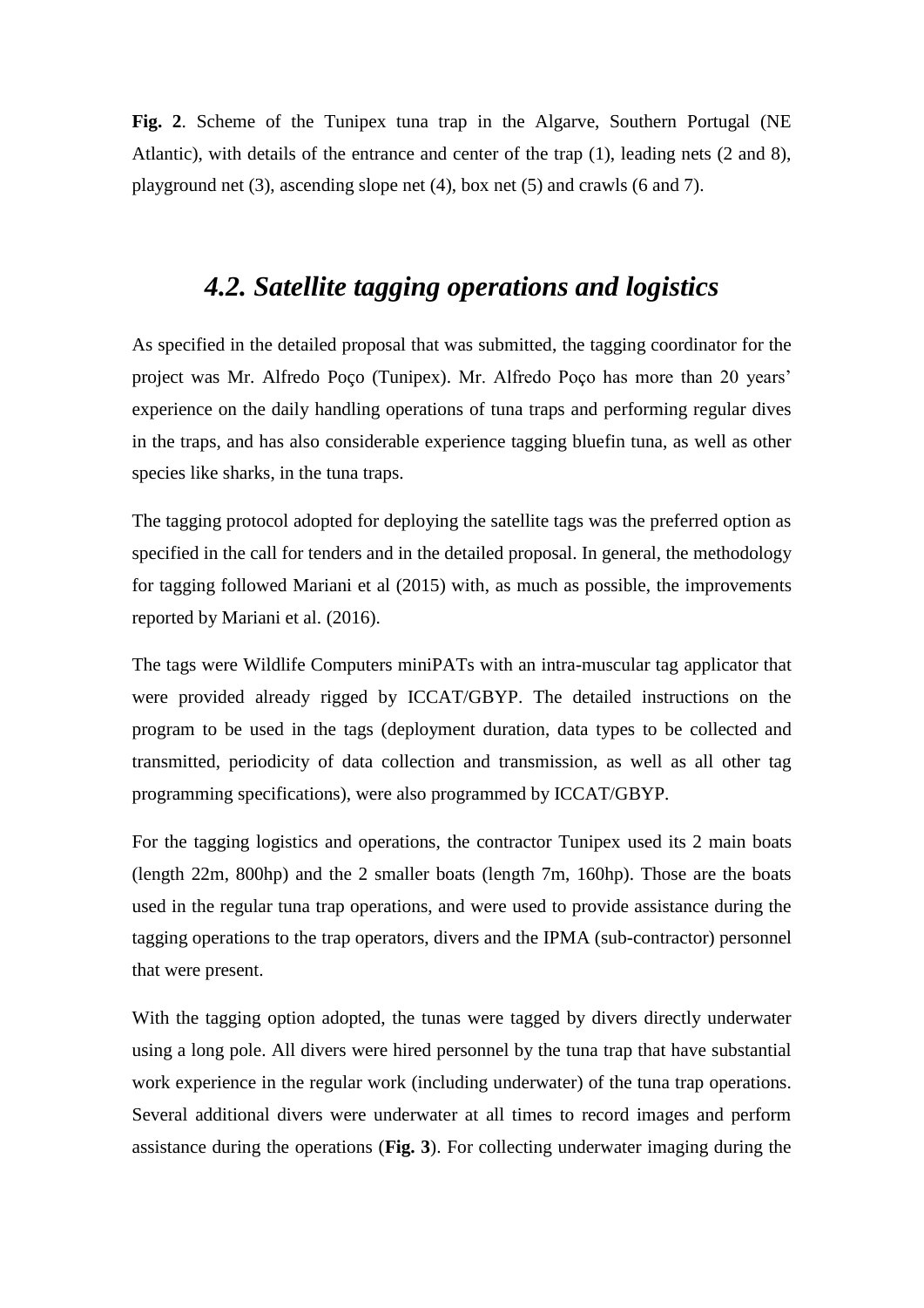**Fig. 2**. Scheme of the Tunipex tuna trap in the Algarve, Southern Portugal (NE Atlantic), with details of the entrance and center of the trap (1), leading nets (2 and 8), playground net (3), ascending slope net (4), box net (5) and crawls (6 and 7).

## *4.2. Satellite tagging operations and logistics*

As specified in the detailed proposal that was submitted, the tagging coordinator for the project was Mr. Alfredo Poço (Tunipex). Mr. Alfredo Poço has more than 20 years' experience on the daily handling operations of tuna traps and performing regular dives in the traps, and has also considerable experience tagging bluefin tuna, as well as other species like sharks, in the tuna traps.

The tagging protocol adopted for deploying the satellite tags was the preferred option as specified in the call for tenders and in the detailed proposal. In general, the methodology for tagging followed Mariani et al (2015) with, as much as possible, the improvements reported by Mariani et al. (2016).

The tags were Wildlife Computers miniPATs with an intra-muscular tag applicator that were provided already rigged by ICCAT/GBYP. The detailed instructions on the program to be used in the tags (deployment duration, data types to be collected and transmitted, periodicity of data collection and transmission, as well as all other tag programming specifications), were also programmed by ICCAT/GBYP.

For the tagging logistics and operations, the contractor Tunipex used its 2 main boats (length 22m, 800hp) and the 2 smaller boats (length 7m, 160hp). Those are the boats used in the regular tuna trap operations, and were used to provide assistance during the tagging operations to the trap operators, divers and the IPMA (sub-contractor) personnel that were present.

With the tagging option adopted, the tunas were tagged by divers directly underwater using a long pole. All divers were hired personnel by the tuna trap that have substantial work experience in the regular work (including underwater) of the tuna trap operations. Several additional divers were underwater at all times to record images and perform assistance during the operations (**Fig. 3**). For collecting underwater imaging during the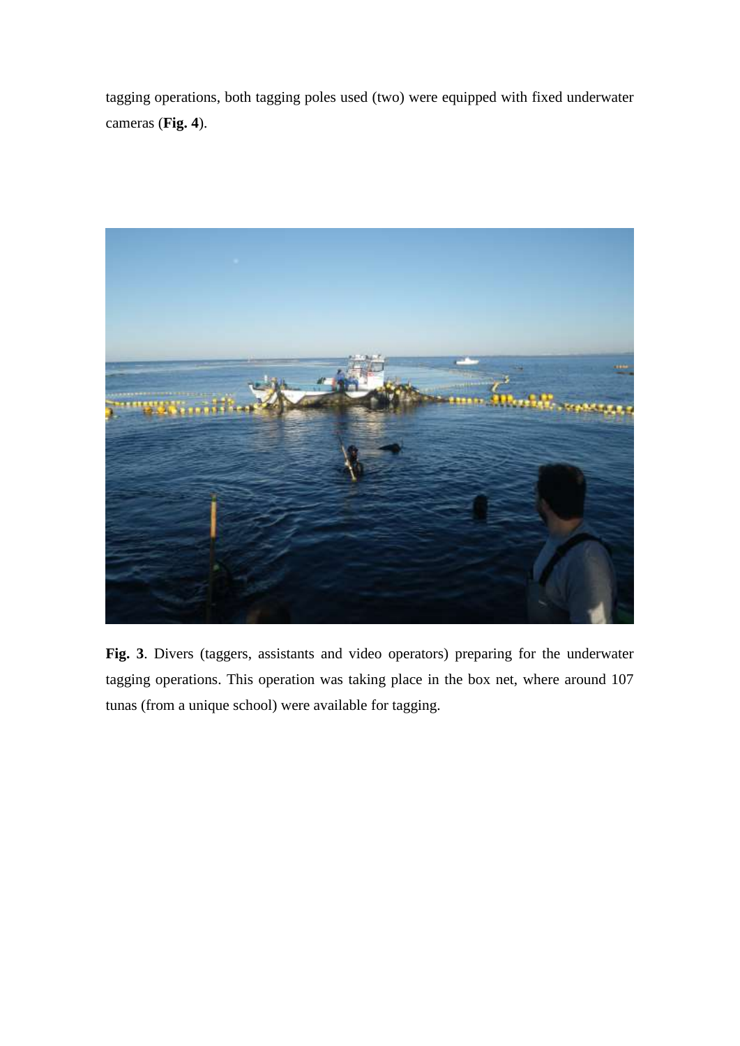tagging operations, both tagging poles used (two) were equipped with fixed underwater cameras (**Fig. 4**).

**Fig. 3**. Divers (taggers, assistants and video operators) preparing for the underwater tagging operations. This operation was taking place in the box net, where around 107 tunas (from a unique school) were available for tagging.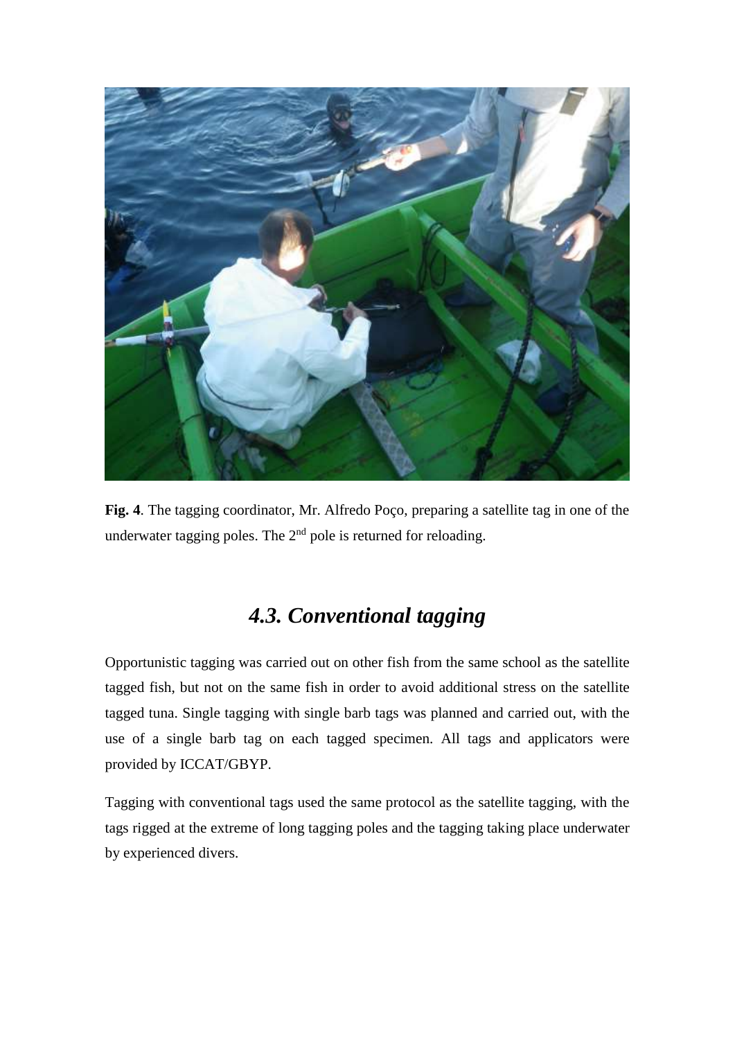**Fig. 4**. The tagging coordinator, Mr. Alfredo Poço, preparing a satellite tag in one of the underwater tagging poles. The 2nd pole is returned for reloading.

## *4.3. Conventional tagging*

Opportunistic tagging was carried out on other fish from the same school as the satellite tagged fish, but not on the same fish in order to avoid additional stress on the satellite tagged tuna. Single tagging with single barb tags was planned and carried out, with the use of a single barb tag on each tagged specimen. All tags and applicators were provided by ICCAT/GBYP.

Tagging with conventional tags used the same protocol as the satellite tagging, with the tags rigged at the extreme of long tagging poles and the tagging taking place underwater by experienced divers.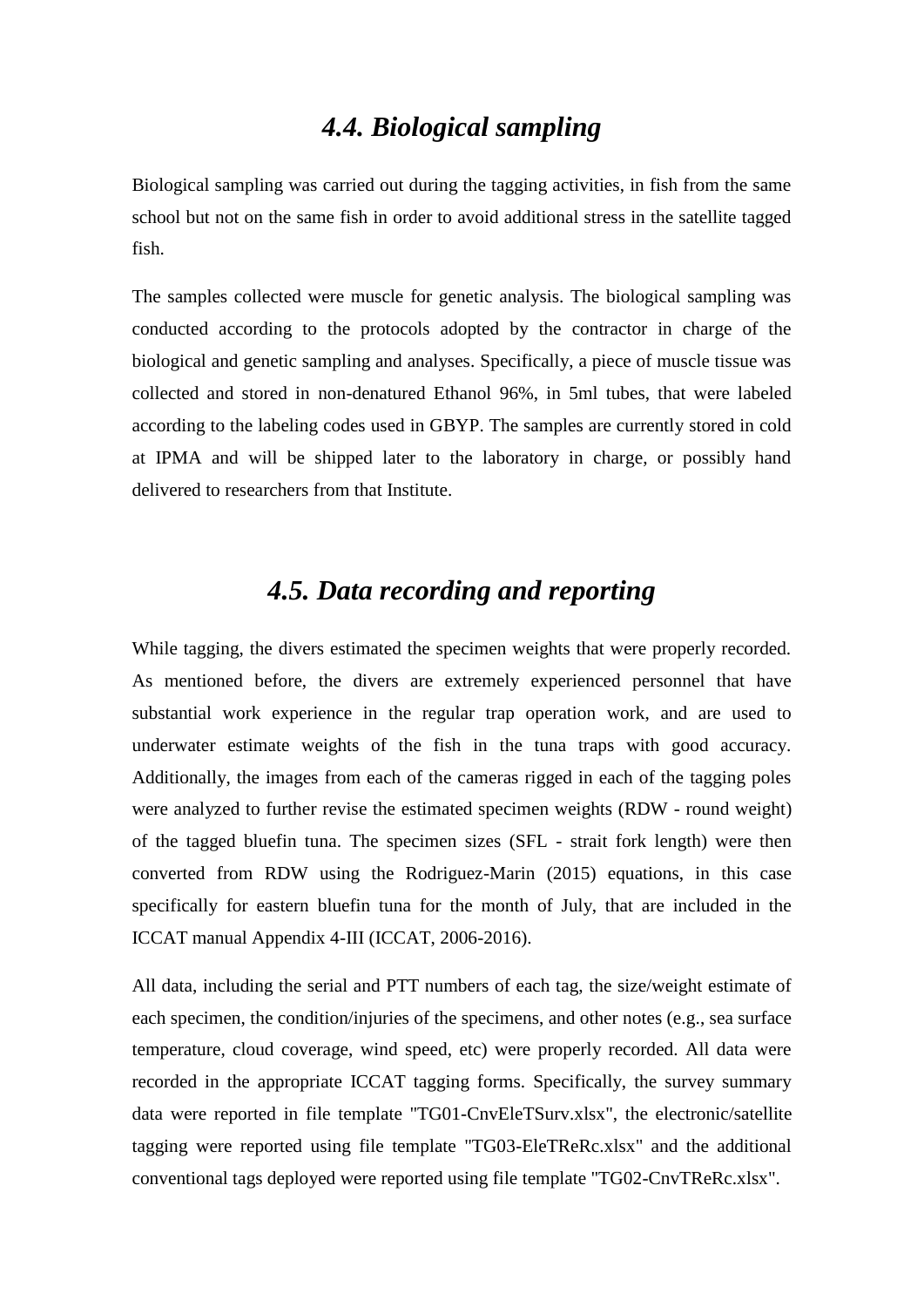## *4.4. Biological sampling*

Biological sampling was carried out during the tagging activities, in fish from the same school but not on the same fish in order to avoid additional stress in the satellite tagged fish.

The samples collected were muscle for genetic analysis. The biological sampling was conducted according to the protocols adopted by the contractor in charge of the biological and genetic sampling and analyses. Specifically, a piece of muscle tissue was collected and stored in non-denatured Ethanol 96%, in 5ml tubes, that were labeled according to the labeling codes used in GBYP. The samples are currently stored in cold at IPMA and will be shipped later to the laboratory in charge, or possibly hand delivered to researchers from that Institute.

## *4.5. Data recording and reporting*

While tagging, the divers estimated the specimen weights that were properly recorded. As mentioned before, the divers are extremely experienced personnel that have substantial work experience in the regular trap operation work, and are used to underwater estimate weights of the fish in the tuna traps with good accuracy. Additionally, the images from each of the cameras rigged in each of the tagging poles were analyzed to further revise the estimated specimen weights (RDW - round weight) of the tagged bluefin tuna. The specimen sizes (SFL - strait fork length) were then converted from RDW using the Rodriguez-Marin (2015) equations, in this case specifically for eastern bluefin tuna for the month of July, that are included in the ICCAT manual Appendix 4-III (ICCAT, 2006-2016).

All data, including the serial and PTT numbers of each tag, the size/weight estimate of each specimen, the condition/injuries of the specimens, and other notes (e.g., sea surface temperature, cloud coverage, wind speed, etc) were properly recorded. All data were recorded in the appropriate ICCAT tagging forms. Specifically, the survey summary data were reported in file template "TG01-CnvEleTSurv.xlsx", the electronic/satellite tagging were reported using file template "TG03-EleTReRc.xlsx" and the additional conventional tags deployed were reported using file template "TG02-CnvTReRc.xlsx".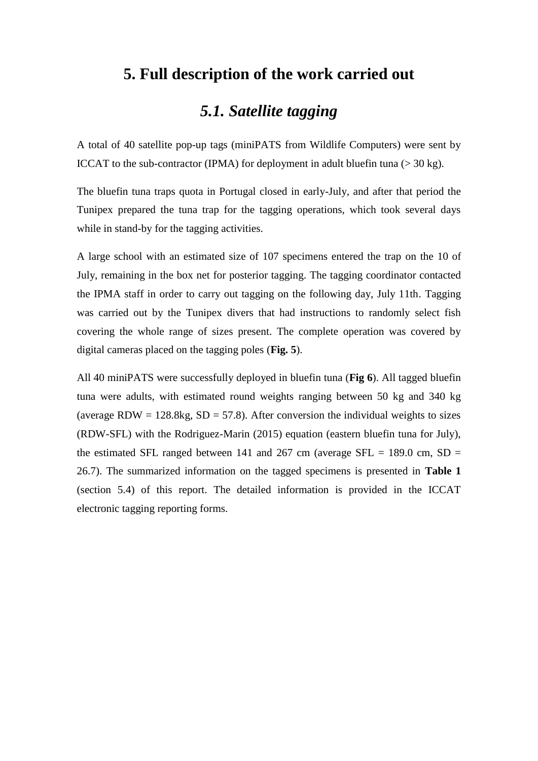# 5. Full description of the work carried out

## *5.1. Satellite tagging*

A total of 40 satellite pop-up tags (miniPATS from Wildlife Computers) were sent by ICCAT to the sub-contractor (IPMA) for deployment in adult bluefin tuna (> 30 kg).

The bluefin tuna traps quota in Portugal closed in early-July, and after that period the Tunipex prepared the tuna trap for the tagging operations, which took several days while in stand-by for the tagging activities.

A large school with an estimated size of 107 specimens entered the trap on the 10 of July, remaining in the box net for posterior tagging. The tagging coordinator contacted the IPMA staff in order to carry out tagging on the following day, July 11th. Tagging was carried out by the Tunipex divers that had instructions to randomly select fish covering the whole range of sizes present. The complete operation was covered by digital cameras placed on the tagging poles (**Fig. 5**).

All 40 miniPATS were successfully deployed in bluefin tuna (**Fig 6**). All tagged bluefin tuna were adults, with estimated round weights ranging between 50 kg and 340 kg (average RDW = 128.8kg, SD = 57.8). After conversion the individual weights to sizes (RDW-SFL) with the Rodriguez-Marin (2015) equation (eastern bluefin tuna for July), the estimated SFL ranged between 141 and 267 cm (average SFL = 189.0 cm, SD = 26.7). The summarized information on the tagged specimens is presented in **Table 1** (section 5.4) of this report. The detailed information is provided in the ICCAT electronic tagging reporting forms.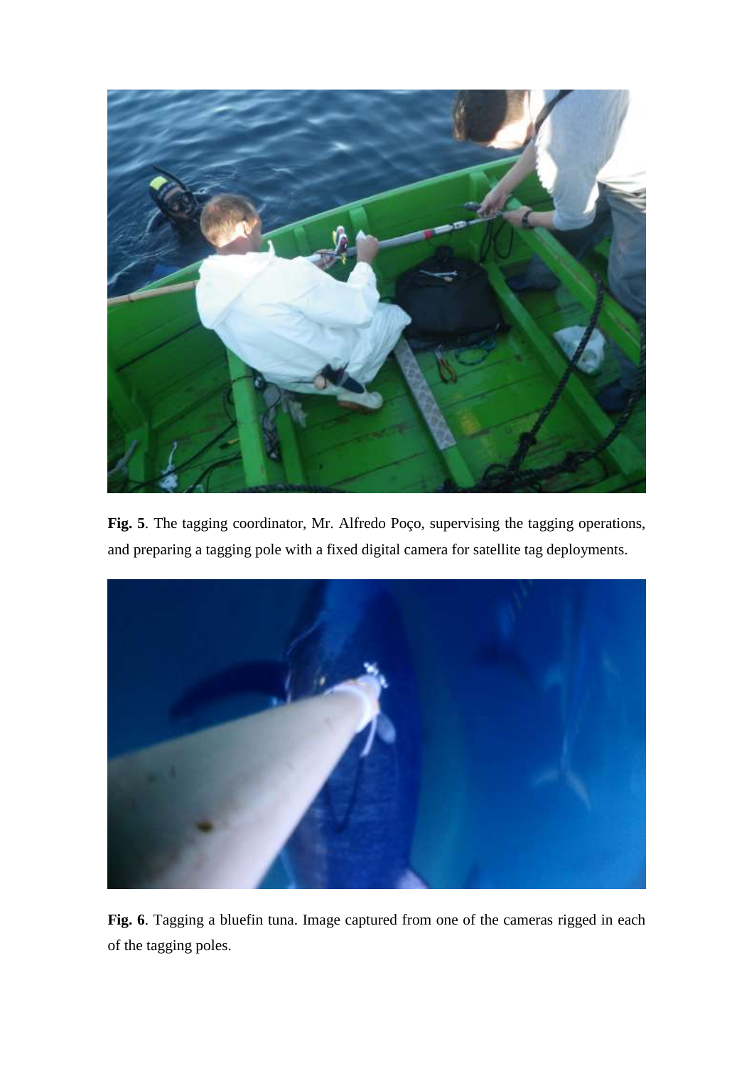**Fig. 5**. The tagging coordinator, Mr. Alfredo Poço, supervising the tagging operations, and preparing a tagging pole with a fixed digital camera for satellite tag deployments.

**Fig. 6**. Tagging a bluefin tuna. Image captured from one of the cameras rigged in each of the tagging poles.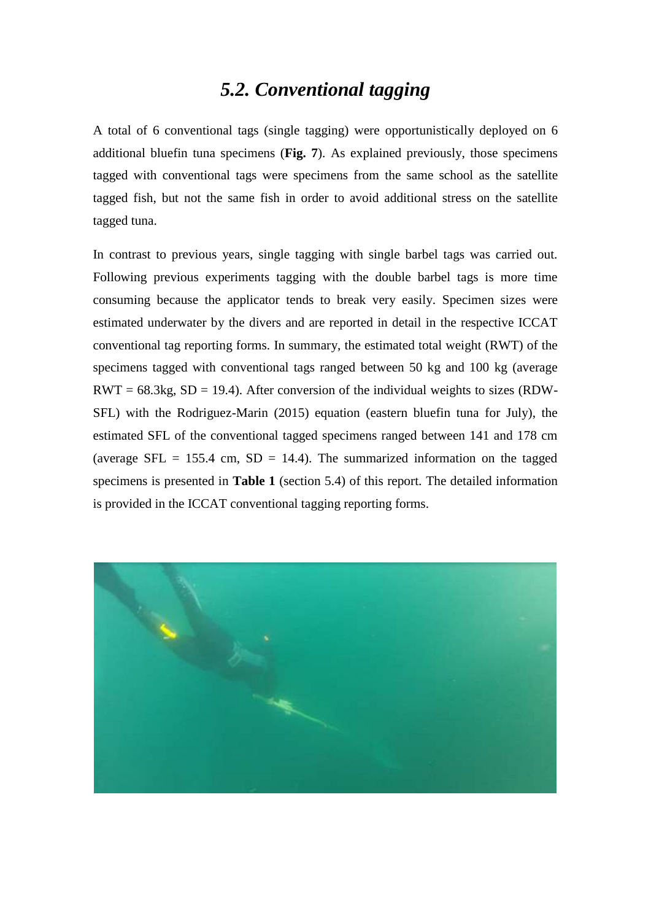## *5.2. Conventional tagging*

A total of 6 conventional tags (single tagging) were opportunistically deployed on 6 additional bluefin tuna specimens (**Fig. 7**). As explained previously, those specimens tagged with conventional tags were specimens from the same school as the satellite tagged fish, but not the same fish in order to avoid additional stress on the satellite tagged tuna.

In contrast to previous years, single tagging with single barbel tags was carried out. Following previous experiments tagging with the double barbel tags is more time consuming because the applicator tends to break very easily. Specimen sizes were estimated underwater by the divers and are reported in detail in the respective ICCAT conventional tag reporting forms. In summary, the estimated total weight (RWT) of the specimens tagged with conventional tags ranged between 50 kg and 100 kg (average RWT = 68.3kg, SD = 19.4). After conversion of the individual weights to sizes (RDW-SFL) with the Rodriguez-Marin (2015) equation (eastern bluefin tuna for July), the estimated SFL of the conventional tagged specimens ranged between 141 and 178 cm (average SFL = 155.4 cm, SD = 14.4). The summarized information on the tagged specimens is presented in **Table 1** (section 5.4) of this report. The detailed information is provided in the ICCAT conventional tagging reporting forms.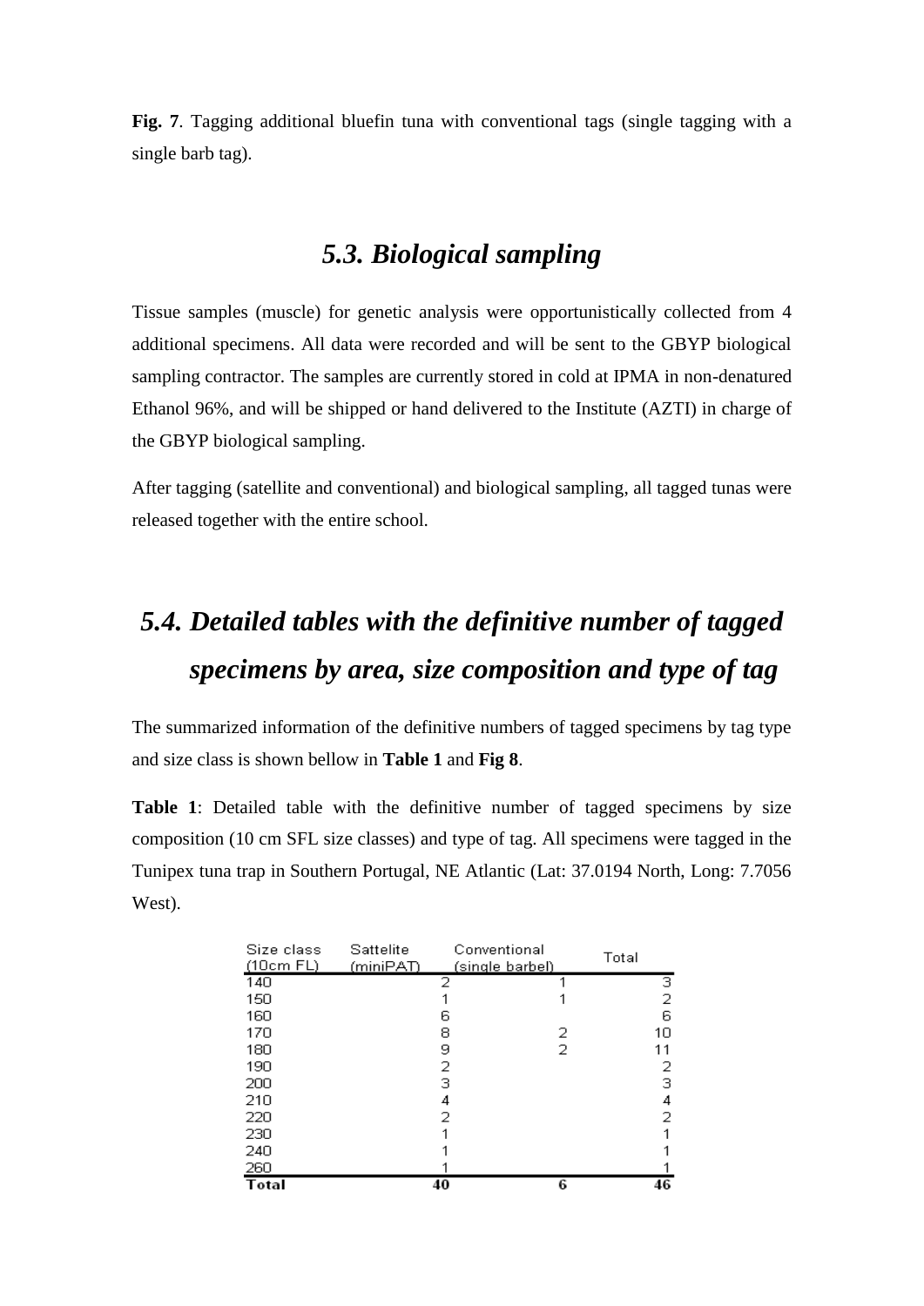**Fig. 7**. Tagging additional bluefin tuna with conventional tags (single tagging with a single barb tag).

## *5.3. Biological sampling*

Tissue samples (muscle) for genetic analysis were opportunistically collected from 4 additional specimens. All data were recorded and will be sent to the GBYP biological sampling contractor. The samples are currently stored in cold at IPMA in non-denatured Ethanol 96%, and will be shipped or hand delivered to the Institute (AZTI) in charge of the GBYP biological sampling.

After tagging (satellite and conventional) and biological sampling, all tagged tunas were released together with the entire school.

## *5.4. Detailed tables with the definitive number of tagged specimens by area, size composition and type of tag*

The summarized information of the definitive numbers of tagged specimens by tag type and size class is shown bellow in **Table 1** and **Fig 8**.

**Table 1**: Detailed table with the definitive number of tagged specimens by size composition (10 cm SFL size classes) and type of tag. All specimens were tagged in the Tunipex tuna trap in Southern Portugal, NE Atlantic (Lat: 37.0194 North, Long: 7.7056 West).

| Size class (10cm FL) | Sattelite (miniPAT) | Conventional (single barbel) | Total |
|---|---|---|---|
| 140 | 2 | 1 | 3 |
| 150 | 1 | 1 | 2 |
| 160 | 6 | | 6 |
| 170 | 8 | 2 | 10 |
| 180 | 9 | 2 | 11 |
| 190 | 2 | | 2 |
| 200 | 3 | | 3 |
| 210 | 4 | | 4 |
| 220 | 2 | | 2 |
| 230 | 1 | | 1 |
| 240 | 1 | | 1 |
| 260 | 1 | | 1 |
| **Total** | **40** | **6** | **46** |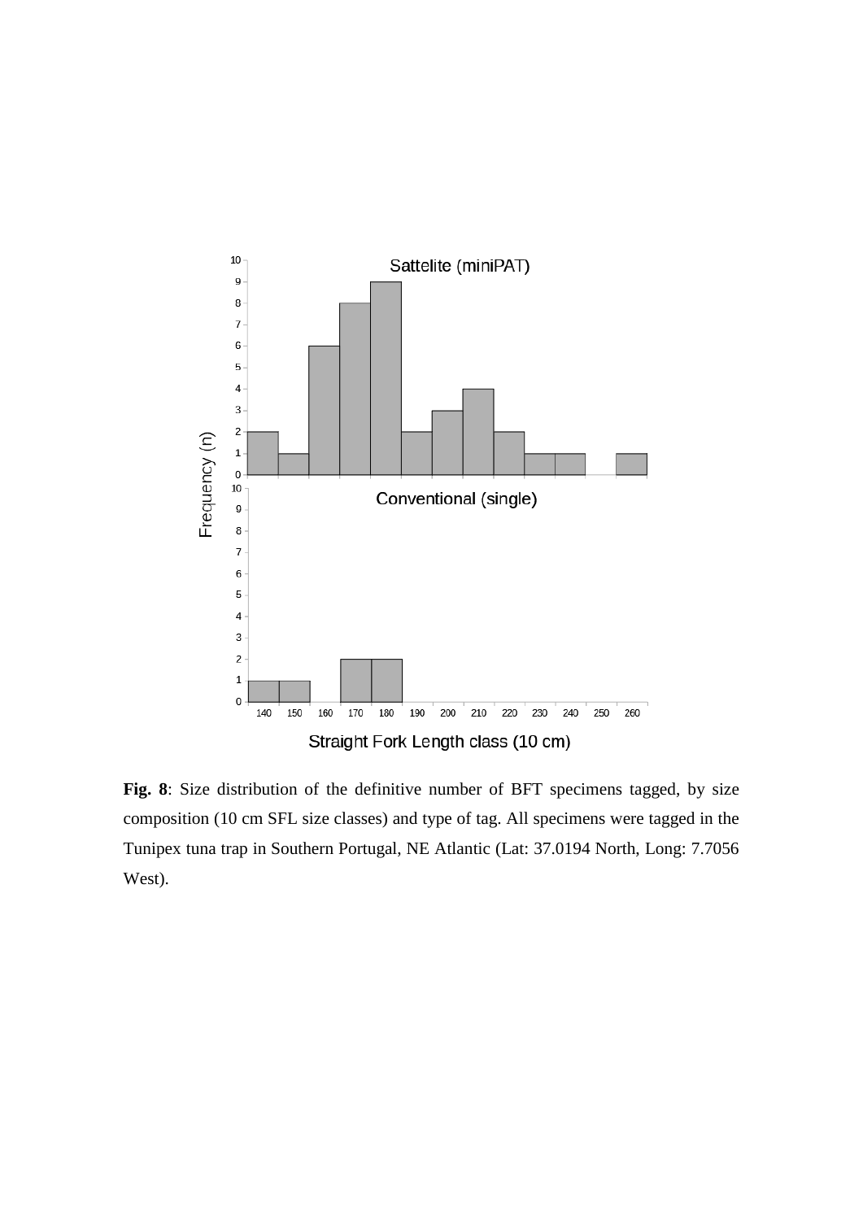**Fig. 8**: Size distribution of the definitive number of BFT specimens tagged, by size composition (10 cm SFL size classes) and type of tag. All specimens were tagged in the Tunipex tuna trap in Southern Portugal, NE Atlantic (Lat: 37.0194 North, Long: 7.7056 West).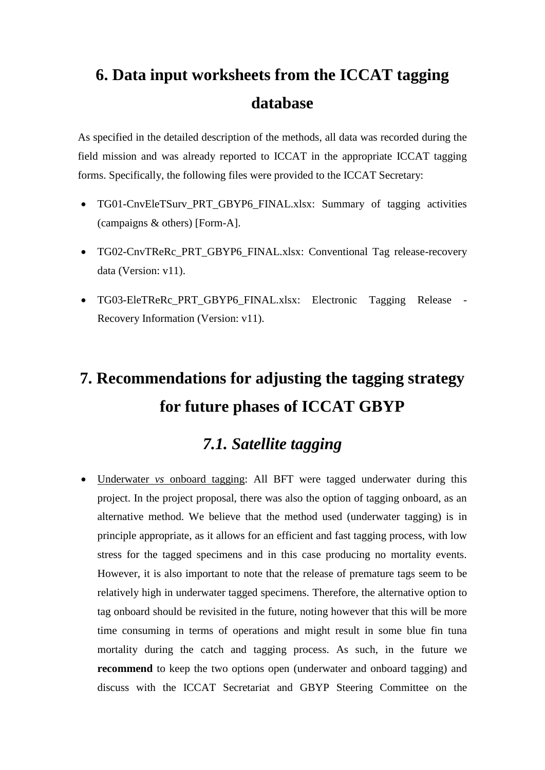# 6. Data input worksheets from the ICCAT tagging database

As specified in the detailed description of the methods, all data was recorded during the field mission and was already reported to ICCAT in the appropriate ICCAT tagging forms. Specifically, the following files were provided to the ICCAT Secretary:

- TG01-CnvEleTSurv_PRT_GBYP6_FINAL.xlsx: Summary of tagging activities (campaigns & others) [Form-A].
- TG02-CnvTReRc_PRT_GBYP6_FINAL.xlsx: Conventional Tag release-recovery data (Version: v11).
- TG03-EleTReRc_PRT_GBYP6_FINAL.xlsx: Electronic Tagging Release - Recovery Information (Version: v11).

# 7. Recommendations for adjusting the tagging strategy for future phases of ICCAT GBYP

## *7.1. Satellite tagging*

- Underwater *vs* onboard tagging: All BFT were tagged underwater during this project. In the project proposal, there was also the option of tagging onboard, as an alternative method. We believe that the method used (underwater tagging) is in principle appropriate, as it allows for an efficient and fast tagging process, with low stress for the tagged specimens and in this case producing no mortality events. However, it is also important to note that the release of premature tags seem to be relatively high in underwater tagged specimens. Therefore, the alternative option to tag onboard should be revisited in the future, noting however that this will be more time consuming in terms of operations and might result in some blue fin tuna mortality during the catch and tagging process. As such, in the future we **recommend** to keep the two options open (underwater and onboard tagging) and discuss with the ICCAT Secretariat and GBYP Steering Committee on the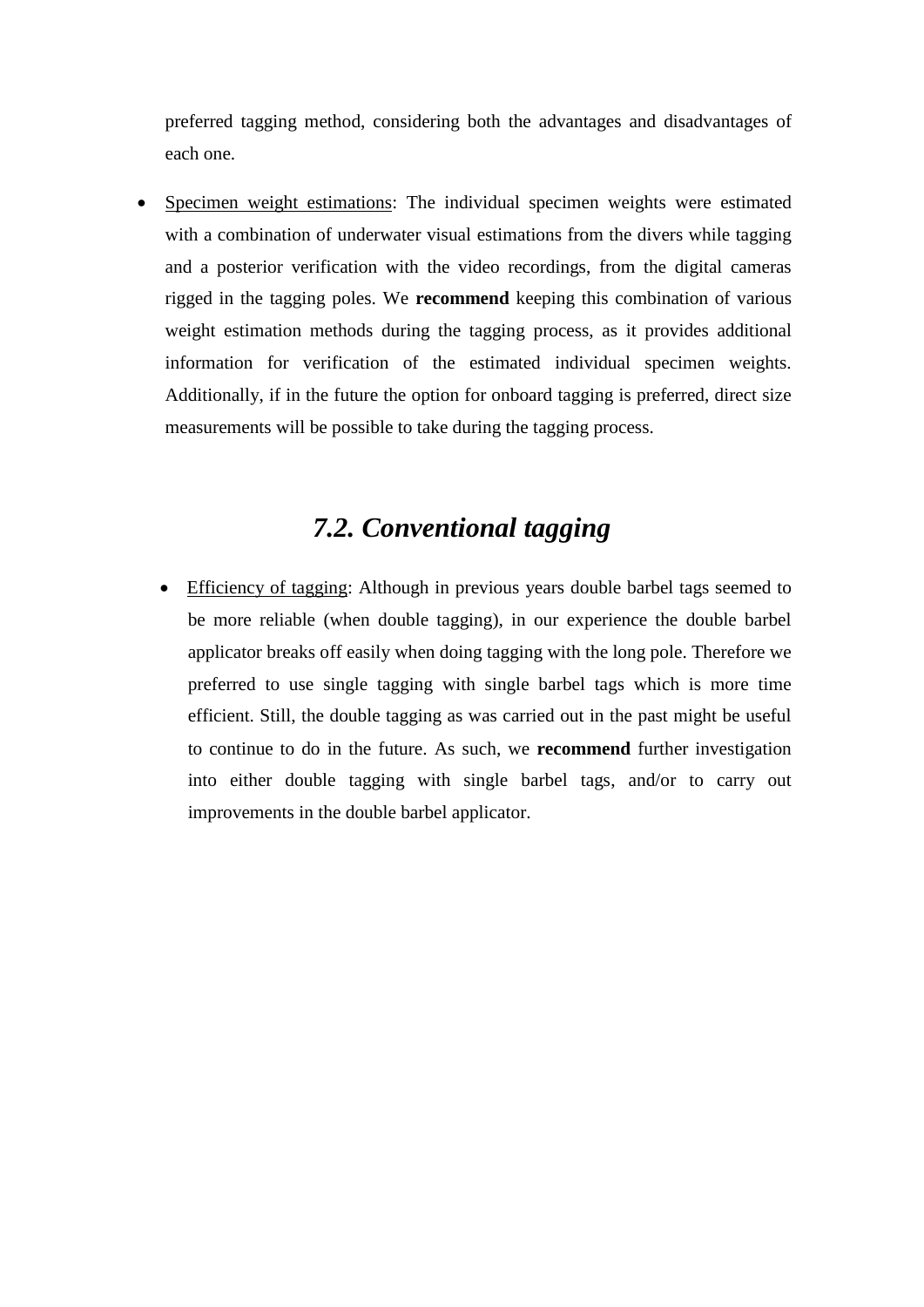preferred tagging method, considering both the advantages and disadvantages of each one.

- Specimen weight estimations: The individual specimen weights were estimated with a combination of underwater visual estimations from the divers while tagging and a posterior verification with the video recordings, from the digital cameras rigged in the tagging poles. We **recommend** keeping this combination of various weight estimation methods during the tagging process, as it provides additional information for verification of the estimated individual specimen weights. Additionally, if in the future the option for onboard tagging is preferred, direct size measurements will be possible to take during the tagging process.

## *7.2. Conventional tagging*

- Efficiency of tagging: Although in previous years double barbel tags seemed to be more reliable (when double tagging), in our experience the double barbel applicator breaks off easily when doing tagging with the long pole. Therefore we preferred to use single tagging with single barbel tags which is more time efficient. Still, the double tagging as was carried out in the past might be useful to continue to do in the future. As such, we **recommend** further investigation into either double tagging with single barbel tags, and/or to carry out improvements in the double barbel applicator.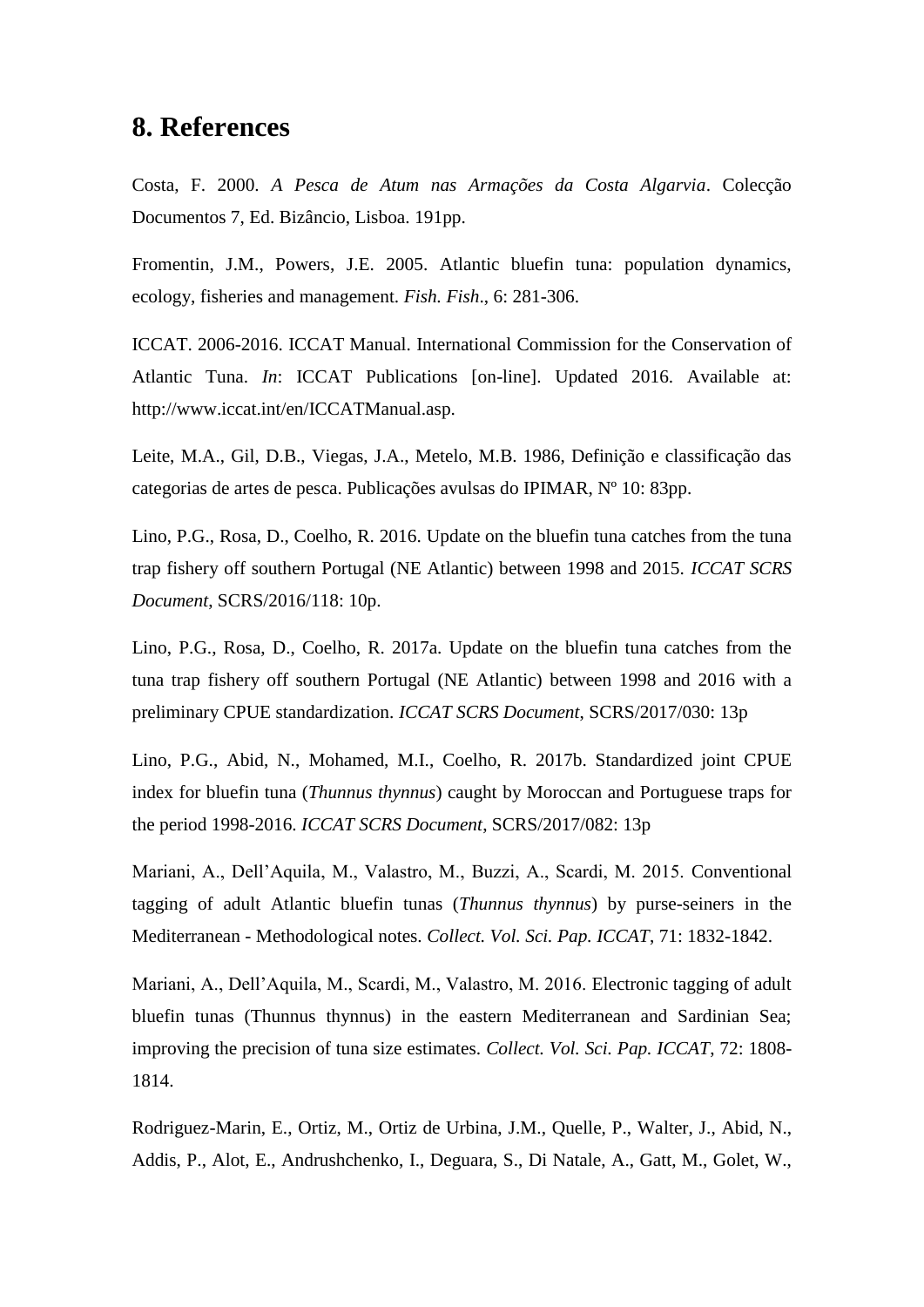# 8. References

Costa, F. 2000. *A Pesca de Atum nas Armações da Costa Algarvia*. Colecção Documentos 7, Ed. Bizâncio, Lisboa. 191pp.

Fromentin, J.M., Powers, J.E. 2005. Atlantic bluefin tuna: population dynamics, ecology, fisheries and management. *Fish. Fish*., 6: 281-306.

ICCAT. 2006-2016. ICCAT Manual. International Commission for the Conservation of Atlantic Tuna. *In*: ICCAT Publications [on-line]. Updated 2016. Available at: http://www.iccat.int/en/ICCATManual.asp.

Leite, M.A., Gil, D.B., Viegas, J.A., Metelo, M.B. 1986, Definição e classificação das categorias de artes de pesca. Publicações avulsas do IPIMAR, Nº 10: 83pp.

Lino, P.G., Rosa, D., Coelho, R. 2016. Update on the bluefin tuna catches from the tuna trap fishery off southern Portugal (NE Atlantic) between 1998 and 2015. *ICCAT SCRS Document*, SCRS/2016/118: 10p.

Lino, P.G., Rosa, D., Coelho, R. 2017a. Update on the bluefin tuna catches from the tuna trap fishery off southern Portugal (NE Atlantic) between 1998 and 2016 with a preliminary CPUE standardization. *ICCAT SCRS Document*, SCRS/2017/030: 13p

Lino, P.G., Abid, N., Mohamed, M.I., Coelho, R. 2017b. Standardized joint CPUE index for bluefin tuna (*Thunnus thynnus*) caught by Moroccan and Portuguese traps for the period 1998-2016. *ICCAT SCRS Document*, SCRS/2017/082: 13p

Mariani, A., Dell'Aquila, M., Valastro, M., Buzzi, A., Scardi, M. 2015. Conventional tagging of adult Atlantic bluefin tunas (*Thunnus thynnus*) by purse-seiners in the Mediterranean - Methodological notes. *Collect. Vol. Sci. Pap. ICCAT*, 71: 1832-1842.

Mariani, A., Dell'Aquila, M., Scardi, M., Valastro, M. 2016. Electronic tagging of adult bluefin tunas (Thunnus thynnus) in the eastern Mediterranean and Sardinian Sea; improving the precision of tuna size estimates. *Collect. Vol. Sci. Pap. ICCAT*, 72: 1808-1814.

Rodriguez-Marin, E., Ortiz, M., Ortiz de Urbina, J.M., Quelle, P., Walter, J., Abid, N., Addis, P., Alot, E., Andrushchenko, I., Deguara, S., Di Natale, A., Gatt, M., Golet, W.,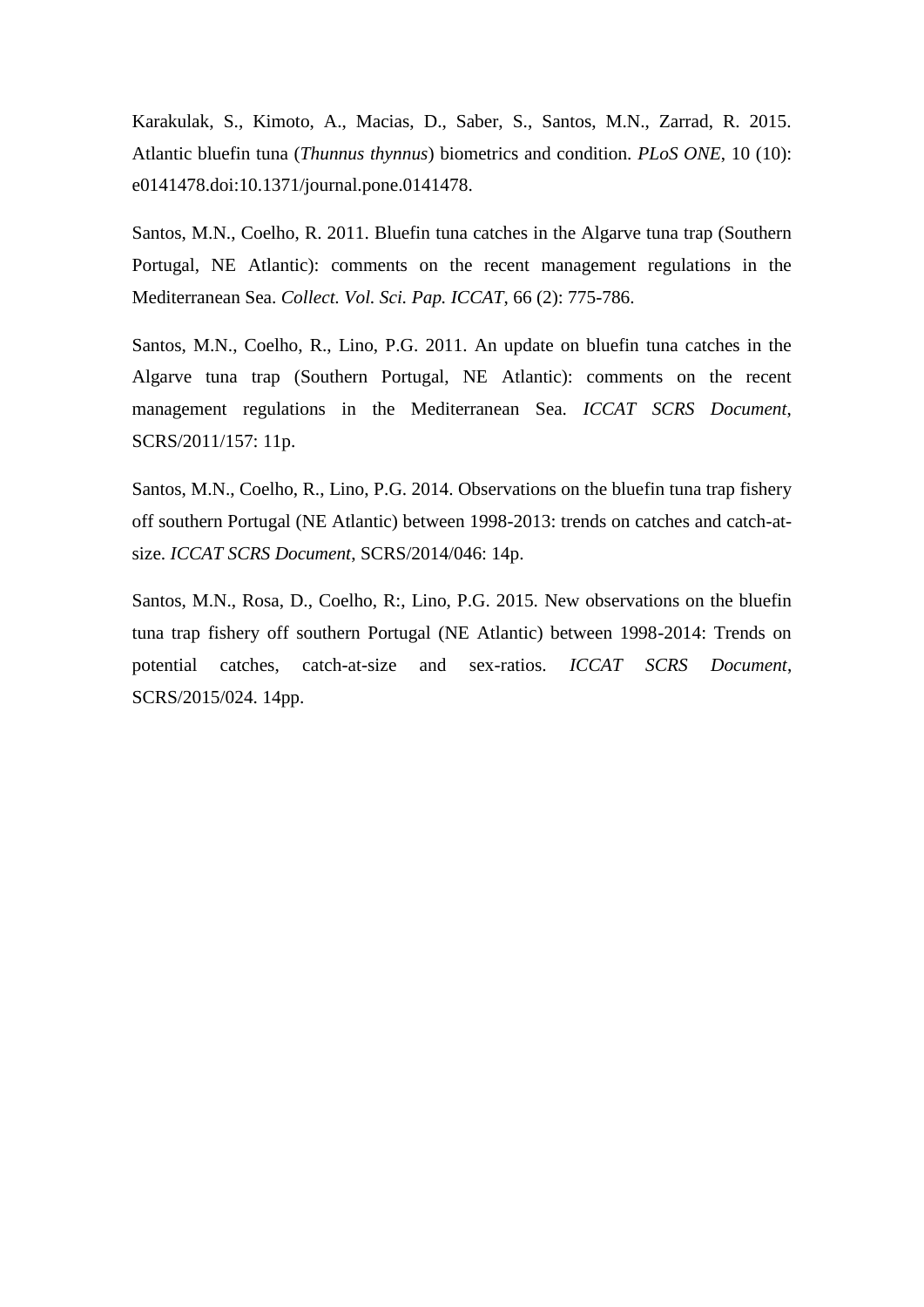Karakulak, S., Kimoto, A., Macias, D., Saber, S., Santos, M.N., Zarrad, R. 2015. Atlantic bluefin tuna (*Thunnus thynnus*) biometrics and condition. *PLoS ONE*, 10 (10): e0141478.doi:10.1371/journal.pone.0141478.

Santos, M.N., Coelho, R. 2011. Bluefin tuna catches in the Algarve tuna trap (Southern Portugal, NE Atlantic): comments on the recent management regulations in the Mediterranean Sea. *Collect. Vol. Sci. Pap. ICCAT*, 66 (2): 775-786.

Santos, M.N., Coelho, R., Lino, P.G. 2011. An update on bluefin tuna catches in the Algarve tuna trap (Southern Portugal, NE Atlantic): comments on the recent management regulations in the Mediterranean Sea. *ICCAT SCRS Document*, SCRS/2011/157: 11p.

Santos, M.N., Coelho, R., Lino, P.G. 2014. Observations on the bluefin tuna trap fishery off southern Portugal (NE Atlantic) between 1998-2013: trends on catches and catch-at-size. *ICCAT SCRS Document*, SCRS/2014/046: 14p.

Santos, M.N., Rosa, D., Coelho, R:, Lino, P.G. 2015. New observations on the bluefin tuna trap fishery off southern Portugal (NE Atlantic) between 1998-2014: Trends on potential catches, catch-at-size and sex-ratios. *ICCAT SCRS Document*, SCRS/2015/024. 14pp.